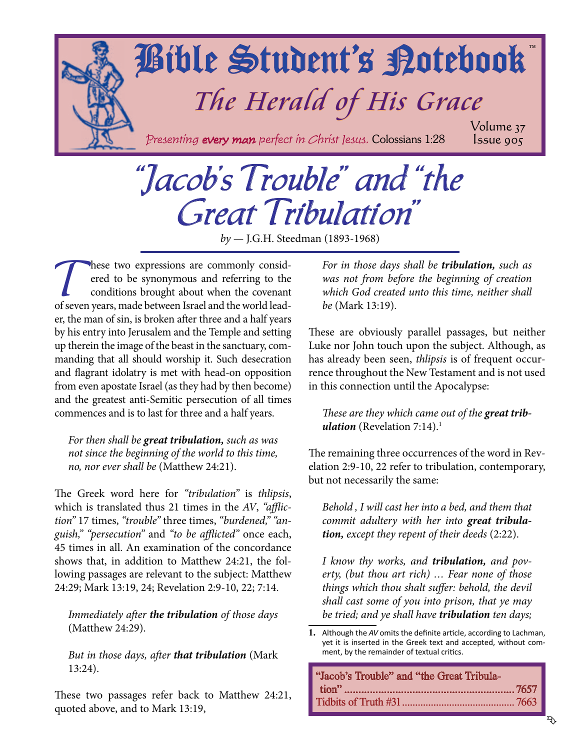# Bible Student's Notebook™

## The Herald of His Grace

*Presenting **every man** perfect in Christ Jesus.* Colossians 1:28

# "Jacob's Trouble" and "the Great Tribulation"

*by* — J.G.H. Steedman (1893-1968)

These two expressions are commonly considered to be synonymous and referring to the conditions brought about when the covenant of seven years, made between Israel and the world leader, the man of sin, is broken after three and a half years by his entry into Jerusalem and the Temple and setting up therein the image of the beast in the sanctuary, commanding that all should worship it. Such desecration and flagrant idolatry is met with head-on opposition from even apostate Israel (as they had by then become) and the greatest anti-Semitic persecution of all times commences and is to last for three and a half years.

> *For then shall be **great tribulation,** such as was not since the beginning of the world to this time, no, nor ever shall be* (Matthew 24:21).

The Greek word here for *"tribulation"* is *thlipsis*, which is translated thus 21 times in the *AV*, *"affliction"* 17 times, *"trouble"* three times, *"burdened," "anguish," "persecution"* and *"to be afflicted"* once each, 45 times in all. An examination of the concordance shows that, in addition to Matthew 24:21, the following passages are relevant to the subject: Matthew 24:29; Mark 13:19, 24; Revelation 2:9-10, 22; 7:14.

> *Immediately after **the tribulation** of those days* (Matthew 24:29).

> *But in those days, after **that tribulation*** (Mark 13:24).

These two passages refer back to Matthew 24:21, quoted above, and to Mark 13:19,

> *For in those days shall be **tribulation,** such as was not from before the beginning of creation which God created unto this time, neither shall be* (Mark 13:19).

These are obviously parallel passages, but neither Luke nor John touch upon the subject. Although, as has already been seen, *thlipsis* is of frequent occurrence throughout the New Testament and is not used in this connection until the Apocalypse:

> *These are they which came out of the **great tribulation*** (Revelation 7:14).[1]

The remaining three occurrences of the word in Revelation 2:9-10, 22 refer to tribulation, contemporary, but not necessarily the same:

> *Behold , I will cast her into a bed, and them that commit adultery with her into **great tribulation,** except they repent of their deeds* (2:22).

> *I know thy works, and **tribulation,** and poverty, (but thou art rich) … Fear none of those things which thou shalt suffer: behold, the devil shall cast some of you into prison, that ye may be tried; and ye shall have **tribulation** ten days;*

1. Although the *AV* omits the definite article, according to Lachman, yet it is inserted in the Greek text and accepted, without comment, by the remainder of textual critics.

| | |
|---|---|
| "Jacob's Trouble" and "the Great Tribulation" | 7657 |
| Tidbits of Truth #31 | 7663 |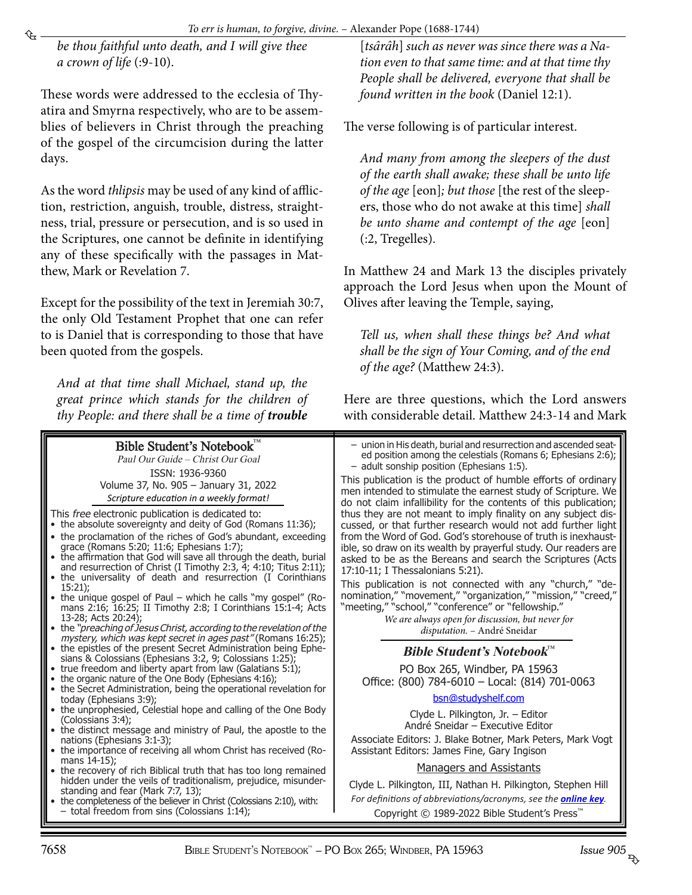*be thou faithful unto death, and I will give thee a crown of life* (:9-10).

These words were addressed to the ecclesia of Thyatira and Smyrna respectively, who are to be assemblies of believers in Christ through the preaching of the gospel of the circumcision during the latter days.

As the word *thlipsis* may be used of any kind of affliction, restriction, anguish, trouble, distress, straightness, trial, pressure or persecution, and is so used in the Scriptures, one cannot be definite in identifying any of these specifically with the passages in Matthew, Mark or Revelation 7.

Except for the possibility of the text in Jeremiah 30:7, the only Old Testament Prophet that one can refer to is Daniel that is corresponding to those that have been quoted from the gospels.

> *And at that time shall Michael, stand up, the great prince which stands for the children of thy People: and there shall be a time of* ***trouble*** [*tsârâh*] *such as never was since there was a Nation even to that same time: and at that time thy People shall be delivered, everyone that shall be found written in the book* (Daniel 12:1).

The verse following is of particular interest.

> *And many from among the sleepers of the dust of the earth shall awake; these shall be unto life of the age* [eon]*; but those* [the rest of the sleepers, those who do not awake at this time] *shall be unto shame and contempt of the age* [eon] (:2, Tregelles).

In Matthew 24 and Mark 13 the disciples privately approach the Lord Jesus when upon the Mount of Olives after leaving the Temple, saying,

> *Tell us, when shall these things be? And what shall be the sign of Your Coming, and of the end of the age?* (Matthew 24:3).

Here are three questions, which the Lord answers with considerable detail. Matthew 24:3-14 and Mark

---

**Bible Student's Notebook™**
*Paul Our Guide – Christ Our Goal*
ISSN: 1936-9360
Volume 37, No. 905 – January 31, 2022
*Scripture education in a weekly format!*

This *free* electronic publication is dedicated to:

- the absolute sovereignty and deity of God (Romans 11:36);
- the proclamation of the riches of God's abundant, exceeding grace (Romans 5:20; 11:6; Ephesians 1:7);
- the affirmation that God will save all through the death, burial and resurrection of Christ (I Timothy 2:3, 4; 4:10; Titus 2:11);
- the universality of death and resurrection (I Corinthians 15:21);
- the unique gospel of Paul – which he calls "my gospel" (Romans 2:16; 16:25; II Timothy 2:8; I Corinthians 15:1-4; Acts 13-28; Acts 20:24);
- the *"preaching of Jesus Christ, according to the revelation of the mystery, which was kept secret in ages past"* (Romans 16:25);
- the epistles of the present Secret Administration being Ephesians & Colossians (Ephesians 3:2, 9; Colossians 1:25);
- true freedom and liberty apart from law (Galatians 5:1);
- the organic nature of the One Body (Ephesians 4:16);
- the Secret Administration, being the operational revelation for today (Ephesians 3:9);
- the unprophesied, Celestial hope and calling of the One Body (Colossians 3:4);
- the distinct message and ministry of Paul, the apostle to the nations (Ephesians 3:1-3);
- the importance of receiving all whom Christ has received (Romans 14-15);
- the recovery of rich Biblical truth that has too long remained hidden under the veils of traditionalism, prejudice, misunderstanding and fear (Mark 7:7, 13);
- the completeness of the believer in Christ (Colossians 2:10), with:
  - total freedom from sins (Colossians 1:14);
  - union in His death, burial and resurrection and ascended seated position among the celestials (Romans 6; Ephesians 2:6);
  - adult sonship position (Ephesians 1:5).

This publication is the product of humble efforts of ordinary men intended to stimulate the earnest study of Scripture. We do not claim infallibility for the contents of this publication; thus they are not meant to imply finality on any subject discussed, or that further research would not add further light from the Word of God. God's storehouse of truth is inexhaustible, so draw on its wealth by prayerful study. Our readers are asked to be as the Bereans and search the Scriptures (Acts 17:10-11; I Thessalonians 5:21).

This publication is not connected with any "church," "denomination," "movement," "organization," "mission," "creed," "meeting," "school," "conference" or "fellowship."

*We are always open for discussion, but never for disputation.* – André Sneidar

***Bible Student's Notebook™***

PO Box 265, Windber, PA 15963
Office: (800) 784-6010 – Local: (814) 701-0063
bsn@studyshelf.com

Clyde L. Pilkington, Jr. – Editor
André Sneidar – Executive Editor
Associate Editors: J. Blake Botner, Mark Peters, Mark Vogt
Assistant Editors: James Fine, Gary Ingison

Managers and Assistants

Clyde L. Pilkington, III, Nathan H. Pilkington, Stephen Hill

*For definitions of abbreviations/acronyms, see the* ***online key***.

Copyright © 1989-2022 Bible Student's Press™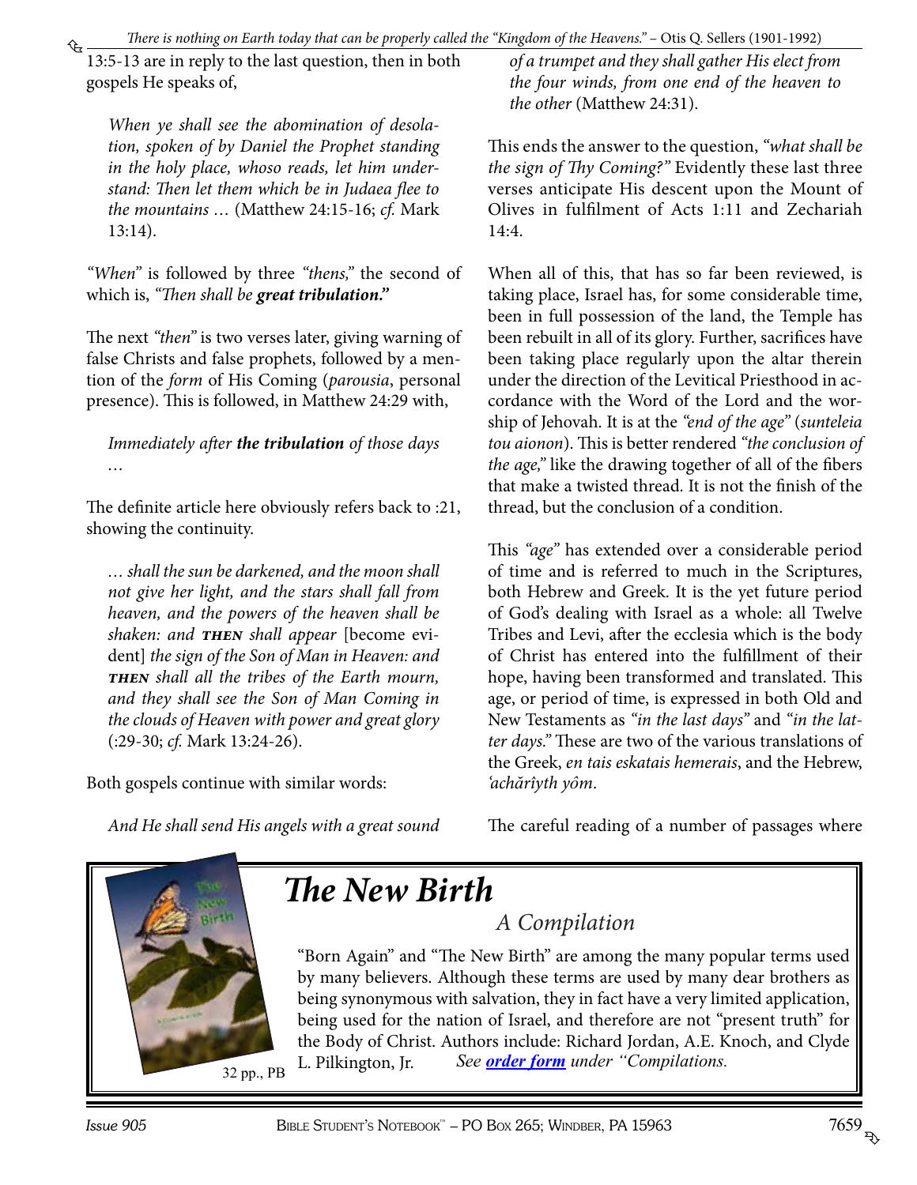13:5-13 are in reply to the last question, then in both gospels He speaks of,

> *When ye shall see the abomination of desolation, spoken of by Daniel the Prophet standing in the holy place, whoso reads, let him understand: Then let them which be in Judaea flee to the mountains …* (Matthew 24:15-16; *cf.* Mark 13:14).

*"When"* is followed by three *"thens,"* the second of which is, *"Then shall be **great tribulation.**"*

The next *"then"* is two verses later, giving warning of false Christs and false prophets, followed by a mention of the *form* of His Coming (*parousia*, personal presence). This is followed, in Matthew 24:29 with,

> *Immediately after **the tribulation** of those days …*

The definite article here obviously refers back to :21, showing the continuity.

> *… shall the sun be darkened, and the moon shall not give her light, and the stars shall fall from heaven, and the powers of the heaven shall be shaken: and **THEN** shall appear* [become evident] *the sign of the Son of Man in Heaven: and **THEN** shall all the tribes of the Earth mourn, and they shall see the Son of Man Coming in the clouds of Heaven with power and great glory* (:29-30; *cf.* Mark 13:24-26).

Both gospels continue with similar words:

> *And He shall send His angels with a great sound of a trumpet and they shall gather His elect from the four winds, from one end of the heaven to the other* (Matthew 24:31).

This ends the answer to the question, *"what shall be the sign of Thy Coming?"* Evidently these last three verses anticipate His descent upon the Mount of Olives in fulfilment of Acts 1:11 and Zechariah 14:4.

When all of this, that has so far been reviewed, is taking place, Israel has, for some considerable time, been in full possession of the land, the Temple has been rebuilt in all of its glory. Further, sacrifices have been taking place regularly upon the altar therein under the direction of the Levitical Priesthood in accordance with the Word of the Lord and the worship of Jehovah. It is at the *"end of the age"* (*sunteleia tou aionon*). This is better rendered *"the conclusion of the age,"* like the drawing together of all of the fibers that make a twisted thread. It is not the finish of the thread, but the conclusion of a condition.

This *"age"* has extended over a considerable period of time and is referred to much in the Scriptures, both Hebrew and Greek. It is the yet future period of God's dealing with Israel as a whole: all Twelve Tribes and Levi, after the ecclesia which is the body of Christ has entered into the fulfillment of their hope, having been transformed and translated. This age, or period of time, is expressed in both Old and New Testaments as *"in the last days"* and *"in the latter days."* These are two of the various translations of the Greek, *en tais eskatais hemerais*, and the Hebrew, *'achărîyth yôm*.

The careful reading of a number of passages where

---

## *The New Birth*

*A Compilation*

"Born Again" and "The New Birth" are among the many popular terms used by many believers. Although these terms are used by many dear brothers as being synonymous with salvation, they in fact have a very limited application, being used for the nation of Israel, and therefore are not "present truth" for the Body of Christ. Authors include: Richard Jordan, A.E. Knoch, and Clyde L. Pilkington, Jr. *See **order form** under "Compilations.*

32 pp., PB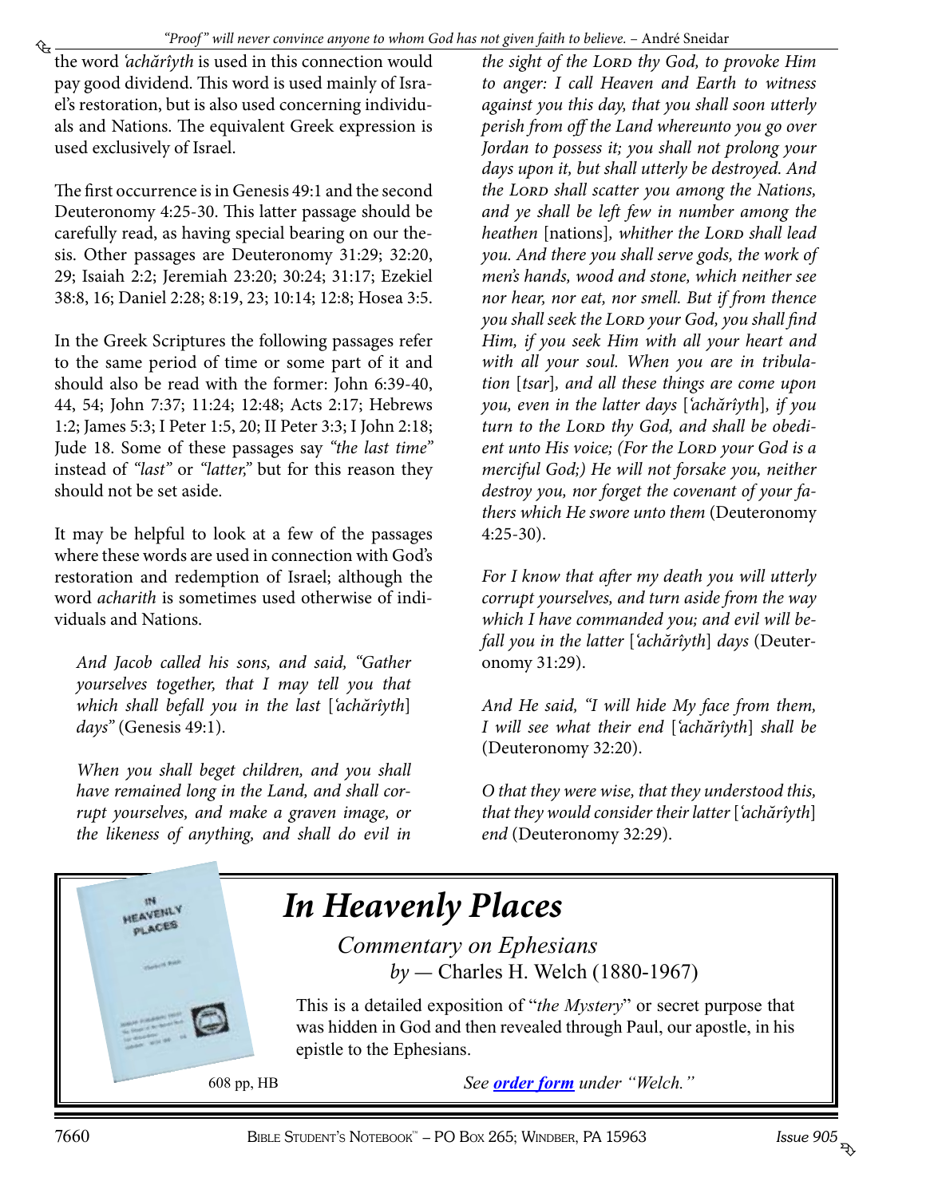the word *'achărîyth* is used in this connection would pay good dividend. This word is used mainly of Israel's restoration, but is also used concerning individuals and Nations. The equivalent Greek expression is used exclusively of Israel.

The first occurrence is in Genesis 49:1 and the second Deuteronomy 4:25-30. This latter passage should be carefully read, as having special bearing on our thesis. Other passages are Deuteronomy 31:29; 32:20, 29; Isaiah 2:2; Jeremiah 23:20; 30:24; 31:17; Ezekiel 38:8, 16; Daniel 2:28; 8:19, 23; 10:14; 12:8; Hosea 3:5.

In the Greek Scriptures the following passages refer to the same period of time or some part of it and should also be read with the former: John 6:39-40, 44, 54; John 7:37; 11:24; 12:48; Acts 2:17; Hebrews 1:2; James 5:3; I Peter 1:5, 20; II Peter 3:3; I John 2:18; Jude 18. Some of these passages say *"the last time"* instead of *"last"* or *"latter,"* but for this reason they should not be set aside.

It may be helpful to look at a few of the passages where these words are used in connection with God's restoration and redemption of Israel; although the word *acharith* is sometimes used otherwise of individuals and Nations.

> *And Jacob called his sons, and said, "Gather yourselves together, that I may tell you that which shall befall you in the last* [*'achărîyth*] *days"* (Genesis 49:1).

> *When you shall beget children, and you shall have remained long in the Land, and shall corrupt yourselves, and make a graven image, or the likeness of anything, and shall do evil in the sight of the LORD thy God, to provoke Him to anger: I call Heaven and Earth to witness against you this day, that you shall soon utterly perish from off the Land whereunto you go over Jordan to possess it; you shall not prolong your days upon it, but shall utterly be destroyed. And the LORD shall scatter you among the Nations, and ye shall be left few in number among the heathen* [nations]*, whither the LORD shall lead you. And there you shall serve gods, the work of men's hands, wood and stone, which neither see nor hear, nor eat, nor smell. But if from thence you shall seek the LORD your God, you shall find Him, if you seek Him with all your heart and with all your soul. When you are in tribulation* [*tsar*]*, and all these things are come upon you, even in the latter days* [*'achărîyth*]*, if you turn to the LORD thy God, and shall be obedient unto His voice; (For the LORD your God is a merciful God;) He will not forsake you, neither destroy you, nor forget the covenant of your fathers which He swore unto them* (Deuteronomy 4:25-30).

> *For I know that after my death you will utterly corrupt yourselves, and turn aside from the way which I have commanded you; and evil will befall you in the latter* [*'achărîyth*] *days* (Deuteronomy 31:29).

> *And He said, "I will hide My face from them, I will see what their end* [*'achărîyth*] *shall be* (Deuteronomy 32:20).

> *O that they were wise, that they understood this, that they would consider their latter* [*'achărîyth*] *end* (Deuteronomy 32:29).

---

## *In Heavenly Places*

*Commentary on Ephesians*
*by* — Charles H. Welch (1880-1967)

This is a detailed exposition of "*the Mystery*" or secret purpose that was hidden in God and then revealed through Paul, our apostle, in his epistle to the Ephesians.

608 pp, HB

*See **order form** under "Welch."*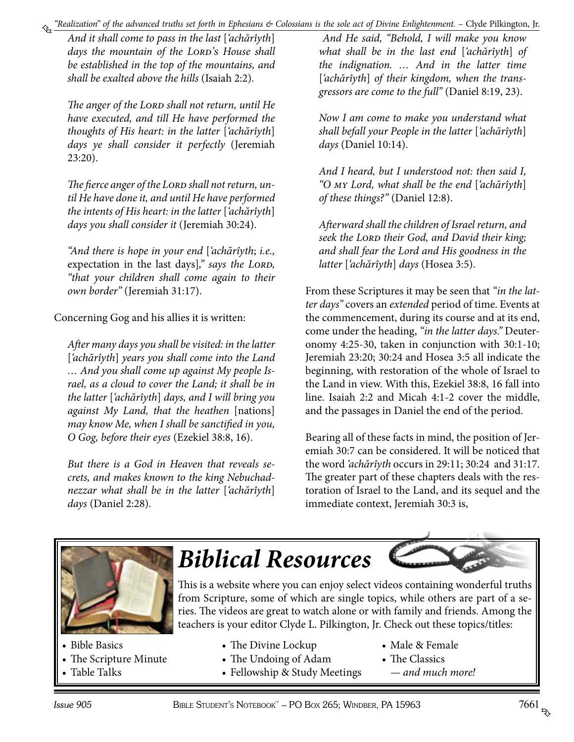*And it shall come to pass in the last* [*'achărîyth*] *days the mountain of the LORD's House shall be established in the top of the mountains, and shall be exalted above the hills* (Isaiah 2:2).

*The anger of the LORD shall not return, until He have executed, and till He have performed the thoughts of His heart: in the latter* [*'achărîyth*] *days ye shall consider it perfectly* (Jeremiah 23:20).

*The fierce anger of the LORD shall not return, until He have done it, and until He have performed the intents of His heart: in the latter* [*'achărîyth*] *days you shall consider it* (Jeremiah 30:24).

*"And there is hope in your end* [*'achărîyth*; *i.e.,* expectation in the last days]*," says the LORD, "that your children shall come again to their own border"* (Jeremiah 31:17).

Concerning Gog and his allies it is written:

*After many days you shall be visited: in the latter* [*'achărîyth*] *years you shall come into the Land … And you shall come up against My people Israel, as a cloud to cover the Land; it shall be in the latter* [*'achărîyth*] *days, and I will bring you against My Land, that the heathen* [nations] *may know Me, when I shall be sanctified in you, O Gog, before their eyes* (Ezekiel 38:8, 16).

*But there is a God in Heaven that reveals secrets, and makes known to the king Nebuchadnezzar what shall be in the latter* [*'achărîyth*] *days* (Daniel 2:28).

*And He said, "Behold, I will make you know what shall be in the last end* [*'achărîyth*] *of the indignation. … And in the latter time* [*'achărîyth*] *of their kingdom, when the transgressors are come to the full"* (Daniel 8:19, 23).

*Now I am come to make you understand what shall befall your People in the latter* [*'achărîyth*] *days* (Daniel 10:14).

*And I heard, but I understood not: then said I, "O MY Lord, what shall be the end* [*'achărîyth*] *of these things?"* (Daniel 12:8).

*Afterward shall the children of Israel return, and seek the LORD their God, and David their king; and shall fear the Lord and His goodness in the latter* [*'achărîyth*] *days* (Hosea 3:5).

From these Scriptures it may be seen that *"in the latter days"* covers an *extended* period of time. Events at the commencement, during its course and at its end, come under the heading, *"in the latter days."* Deuteronomy 4:25-30, taken in conjunction with 30:1-10; Jeremiah 23:20; 30:24 and Hosea 3:5 all indicate the beginning, with restoration of the whole of Israel to the Land in view. With this, Ezekiel 38:8, 16 fall into line. Isaiah 2:2 and Micah 4:1-2 cover the middle, and the passages in Daniel the end of the period.

Bearing all of these facts in mind, the position of Jeremiah 30:7 can be considered. It will be noticed that the word *'achărîyth* occurs in 29:11; 30:24 and 31:17. The greater part of these chapters deals with the restoration of Israel to the Land, and its sequel and the immediate context, Jeremiah 30:3 is,

## *Biblical Resources*

This is a website where you can enjoy select videos containing wonderful truths from Scripture, some of which are single topics, while others are part of a series. The videos are great to watch alone or with family and friends. Among the teachers is your editor Clyde L. Pilkington, Jr. Check out these topics/titles:

- Bible Basics
- The Scripture Minute
- Table Talks
- The Divine Lockup
- The Undoing of Adam
- Fellowship & Study Meetings
- Male & Female
- The Classics

*— and much more!*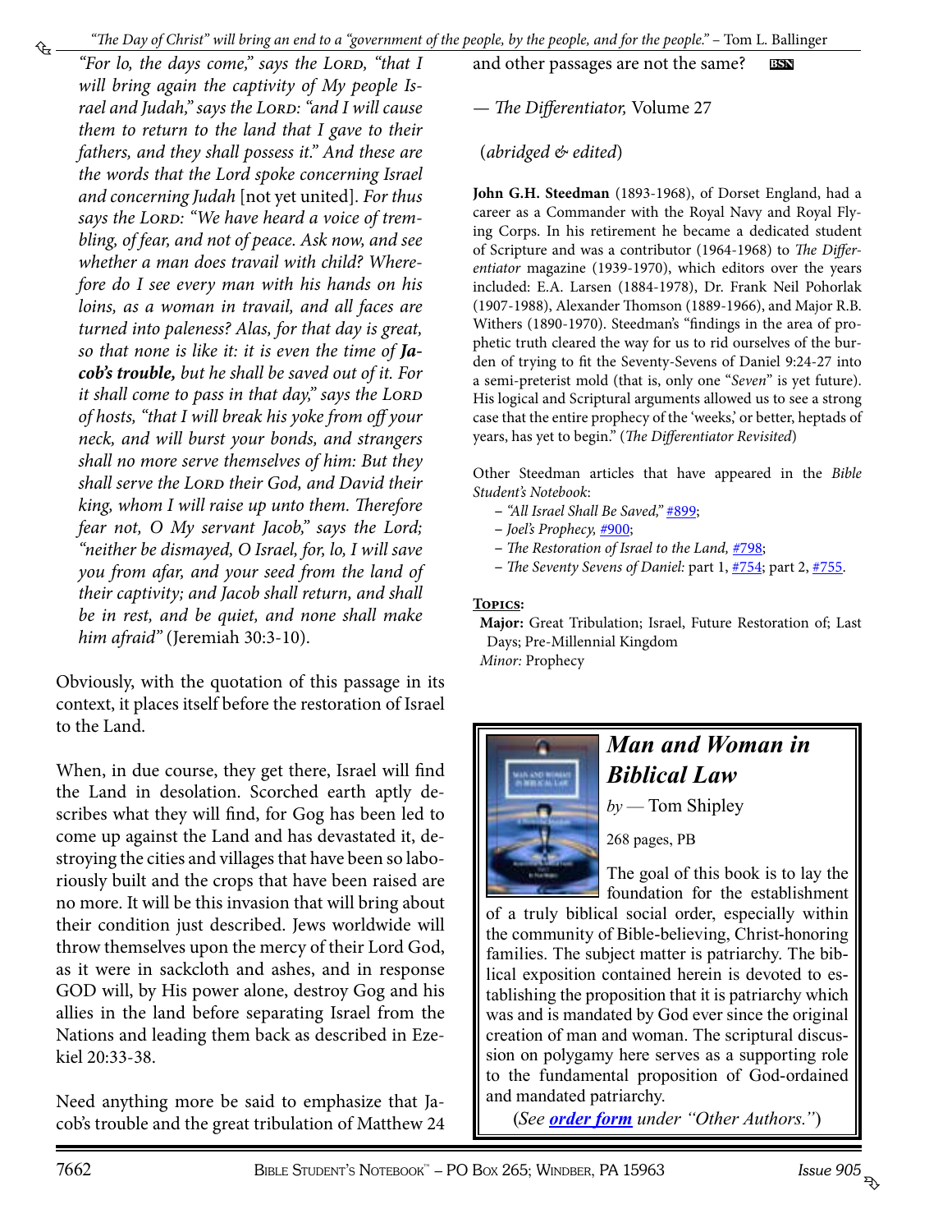*"For lo, the days come," says the* Lord*, "that I will bring again the captivity of My people Israel and Judah," says the* Lord*: "and I will cause them to return to the land that I gave to their fathers, and they shall possess it." And these are the words that the Lord spoke concerning Israel and concerning Judah* [not yet united]. *For thus says the* Lord*: "We have heard a voice of trembling, of fear, and not of peace. Ask now, and see whether a man does travail with child? Wherefore do I see every man with his hands on his loins, as a woman in travail, and all faces are turned into paleness? Alas, for that day is great, so that none is like it: it is even the time of* ***Jacob's trouble,*** *but he shall be saved out of it. For it shall come to pass in that day," says the* Lord *of hosts, "that I will break his yoke from off your neck, and will burst your bonds, and strangers shall no more serve themselves of him: But they shall serve the* Lord *their God, and David their king, whom I will raise up unto them. Therefore fear not, O My servant Jacob," says the Lord; "neither be dismayed, O Israel, for, lo, I will save you from afar, and your seed from the land of their captivity; and Jacob shall return, and shall be in rest, and be quiet, and none shall make him afraid"* (Jeremiah 30:3-10).

Obviously, with the quotation of this passage in its context, it places itself before the restoration of Israel to the Land.

When, in due course, they get there, Israel will find the Land in desolation. Scorched earth aptly describes what they will find, for Gog has been led to come up against the Land and has devastated it, destroying the cities and villages that have been so laboriously built and the crops that have been raised are no more. It will be this invasion that will bring about their condition just described. Jews worldwide will throw themselves upon the mercy of their Lord God, as it were in sackcloth and ashes, and in response GOD will, by His power alone, destroy Gog and his allies in the land before separating Israel from the Nations and leading them back as described in Ezekiel 20:33-38.

Need anything more be said to emphasize that Jacob's trouble and the great tribulation of Matthew 24 and other passages are not the same? BSN

— *The Differentiator,* Volume 27

(*abridged & edited*)

**John G.H. Steedman** (1893-1968), of Dorset England, had a career as a Commander with the Royal Navy and Royal Flying Corps. In his retirement he became a dedicated student of Scripture and was a contributor (1964-1968) to *The Differentiator* magazine (1939-1970), which editors over the years included: E.A. Larsen (1884-1978), Dr. Frank Neil Pohorlak (1907-1988), Alexander Thomson (1889-1966), and Major R.B. Withers (1890-1970). Steedman's "findings in the area of prophetic truth cleared the way for us to rid ourselves of the burden of trying to fit the Seventy-Sevens of Daniel 9:24-27 into a semi-preterist mold (that is, only one "*Seven*" is yet future). His logical and Scriptural arguments allowed us to see a strong case that the entire prophecy of the 'weeks,' or better, heptads of years, has yet to begin." (*The Differentiator Revisited*)

Other Steedman articles that have appeared in the *Bible Student's Notebook*:

- *"All Israel Shall Be Saved,"* #899;
- *Joel's Prophecy,* #900;
- *The Restoration of Israel to the Land,* #798;
- *The Seventy Sevens of Daniel:* part 1, #754; part 2, #755.

**Topics:**

**Major:** Great Tribulation; Israel, Future Restoration of; Last Days; Pre-Millennial Kingdom

*Minor:* Prophecy

## *Man and Woman in Biblical Law*

*by* — Tom Shipley

268 pages, PB

The goal of this book is to lay the foundation for the establishment of a truly biblical social order, especially within the community of Bible-believing, Christ-honoring families. The subject matter is patriarchy. The biblical exposition contained herein is devoted to establishing the proposition that it is patriarchy which was and is mandated by God ever since the original creation of man and woman. The scriptural discussion on polygamy here serves as a supporting role to the fundamental proposition of God-ordained and mandated patriarchy.

(*See* ***order form*** *under "Other Authors."*)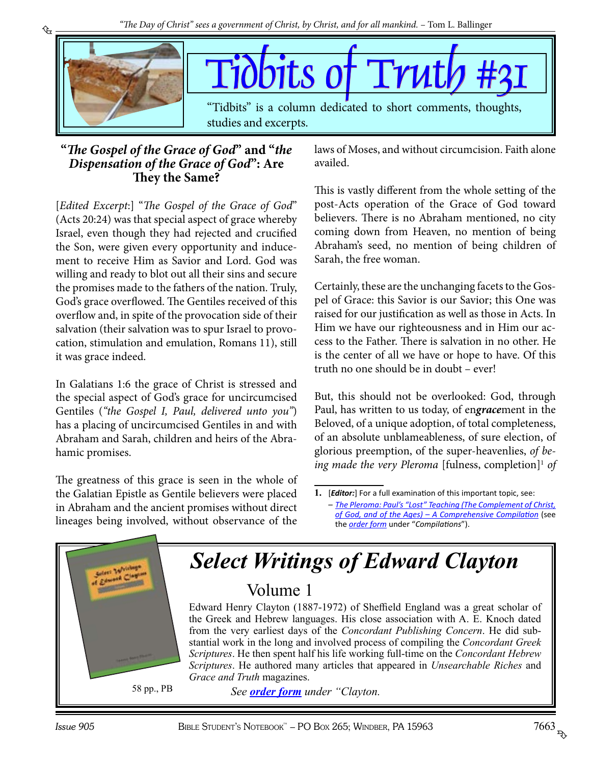# Tidbits of Truth #31

"Tidbits" is a column dedicated to short comments, thoughts, studies and excerpts.

### "*The Gospel of the Grace of God*" and "*the Dispensation of the Grace of God*": Are They the Same?

[*Edited Excerpt*:] "*The Gospel of the Grace of God*" (Acts 20:24) was that special aspect of grace whereby Israel, even though they had rejected and crucified the Son, were given every opportunity and inducement to receive Him as Savior and Lord. God was willing and ready to blot out all their sins and secure the promises made to the fathers of the nation. Truly, God's grace overflowed. The Gentiles received of this overflow and, in spite of the provocation side of their salvation (their salvation was to spur Israel to provocation, stimulation and emulation, Romans 11), still it was grace indeed.

In Galatians 1:6 the grace of Christ is stressed and the special aspect of God's grace for uncircumcised Gentiles (*"the Gospel I, Paul, delivered unto you"*) has a placing of uncircumcised Gentiles in and with Abraham and Sarah, children and heirs of the Abrahamic promises.

The greatness of this grace is seen in the whole of the Galatian Epistle as Gentile believers were placed in Abraham and the ancient promises without direct lineages being involved, without observance of the laws of Moses, and without circumcision. Faith alone availed.

This is vastly different from the whole setting of the post-Acts operation of the Grace of God toward believers. There is no Abraham mentioned, no city coming down from Heaven, no mention of being Abraham's seed, no mention of being children of Sarah, the free woman.

Certainly, these are the unchanging facets to the Gospel of Grace: this Savior is our Savior; this One was raised for our justification as well as those in Acts. In Him we have our righteousness and in Him our access to the Father. There is salvation in no other. He is the center of all we have or hope to have. Of this truth no one should be in doubt – ever!

But, this should not be overlooked: God, through Paul, has written to us today, of en***grace***ment in the Beloved, of a unique adoption, of total completeness, of an absolute unblameableness, of sure election, of glorious preemption, of the super-heavenlies, *of being made the very Pleroma* [fulness, completion][1] *of*

1. [*Editor:*] For a full examination of this important topic, see:
   – *The Pleroma: Paul's "Lost" Teaching (The Complement of Christ, of God, and of the Ages) – A Comprehensive Compilation* (see the *order form* under "*Compilations*").

---

## *Select Writings of Edward Clayton*

### Volume 1

58 pp., PB

Edward Henry Clayton (1887-1972) of Sheffield England was a great scholar of the Greek and Hebrew languages. His close association with A. E. Knoch dated from the very earliest days of the *Concordant Publishing Concern*. He did substantial work in the long and involved process of compiling the *Concordant Greek Scriptures*. He then spent half his life working full-time on the *Concordant Hebrew Scriptures*. He authored many articles that appeared in *Unsearchable Riches* and *Grace and Truth* magazines.

*See **order form** under "Clayton.*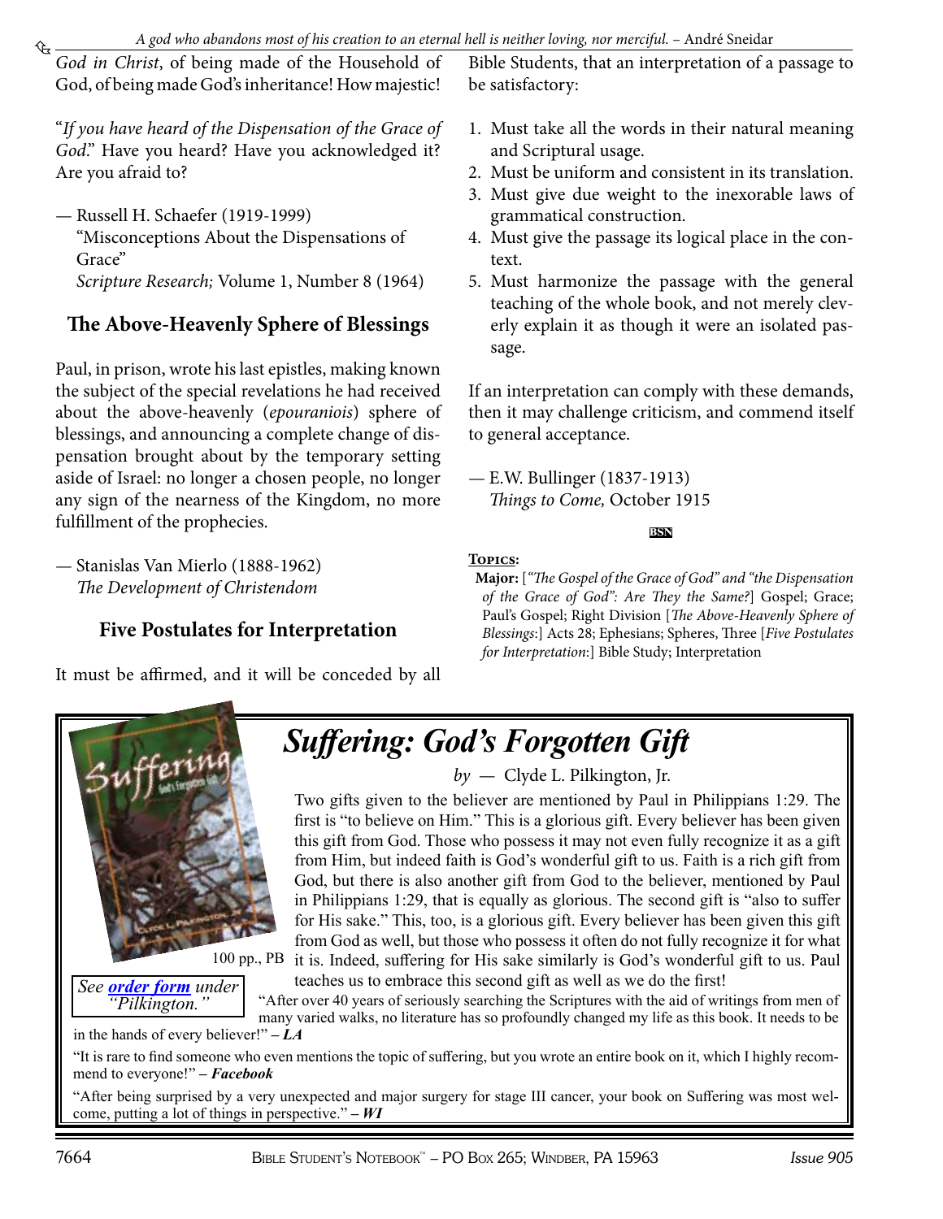*God in Christ*, of being made of the Household of God, of being made God's inheritance! How majestic!

"*If you have heard of the Dispensation of the Grace of God*." Have you heard? Have you acknowledged it? Are you afraid to?

— Russell H. Schaefer (1919-1999)
"Misconceptions About the Dispensations of Grace"
*Scripture Research;* Volume 1, Number 8 (1964)

### The Above-Heavenly Sphere of Blessings

Paul, in prison, wrote his last epistles, making known the subject of the special revelations he had received about the above-heavenly (*epouraniois*) sphere of blessings, and announcing a complete change of dispensation brought about by the temporary setting aside of Israel: no longer a chosen people, no longer any sign of the nearness of the Kingdom, no more fulfillment of the prophecies.

— Stanislas Van Mierlo (1888-1962)
*The Development of Christendom*

### Five Postulates for Interpretation

It must be affirmed, and it will be conceded by all Bible Students, that an interpretation of a passage to be satisfactory:

1. Must take all the words in their natural meaning and Scriptural usage.
2. Must be uniform and consistent in its translation.
3. Must give due weight to the inexorable laws of grammatical construction.
4. Must give the passage its logical place in the context.
5. Must harmonize the passage with the general teaching of the whole book, and not merely cleverly explain it as though it were an isolated passage.

If an interpretation can comply with these demands, then it may challenge criticism, and commend itself to general acceptance.

— E.W. Bullinger (1837-1913)
*Things to Come,* October 1915

BSN

**Topics:**
**Major:** [*"The Gospel of the Grace of God" and "the Dispensation of the Grace of God": Are They the Same?*] Gospel; Grace; Paul's Gospel; Right Division [*The Above-Heavenly Sphere of Blessings*:] Acts 28; Ephesians; Spheres, Three [*Five Postulates for Interpretation*:] Bible Study; Interpretation

## *Suffering: God's Forgotten Gift*

*by* — Clyde L. Pilkington, Jr.

Two gifts given to the believer are mentioned by Paul in Philippians 1:29. The first is "to believe on Him." This is a glorious gift. Every believer has been given this gift from God. Those who possess it may not even fully recognize it as a gift from Him, but indeed faith is God's wonderful gift to us. Faith is a rich gift from God, but there is also another gift from God to the believer, mentioned by Paul in Philippians 1:29, that is equally as glorious. The second gift is "also to suffer for His sake." This, too, is a glorious gift. Every believer has been given this gift from God as well, but those who possess it often do not fully recognize it for what it is. Indeed, suffering for His sake similarly is God's wonderful gift to us. Paul teaches us to embrace this second gift as well as we do the first!

100 pp., PB

*See **order form** under "Pilkington."*

"After over 40 years of seriously searching the Scriptures with the aid of writings from men of many varied walks, no literature has so profoundly changed my life as this book. It needs to be in the hands of every believer!" – ***LA***

"It is rare to find someone who even mentions the topic of suffering, but you wrote an entire book on it, which I highly recommend to everyone!" – ***Facebook***

"After being surprised by a very unexpected and major surgery for stage III cancer, your book on Suffering was most welcome, putting a lot of things in perspective." – ***WI***